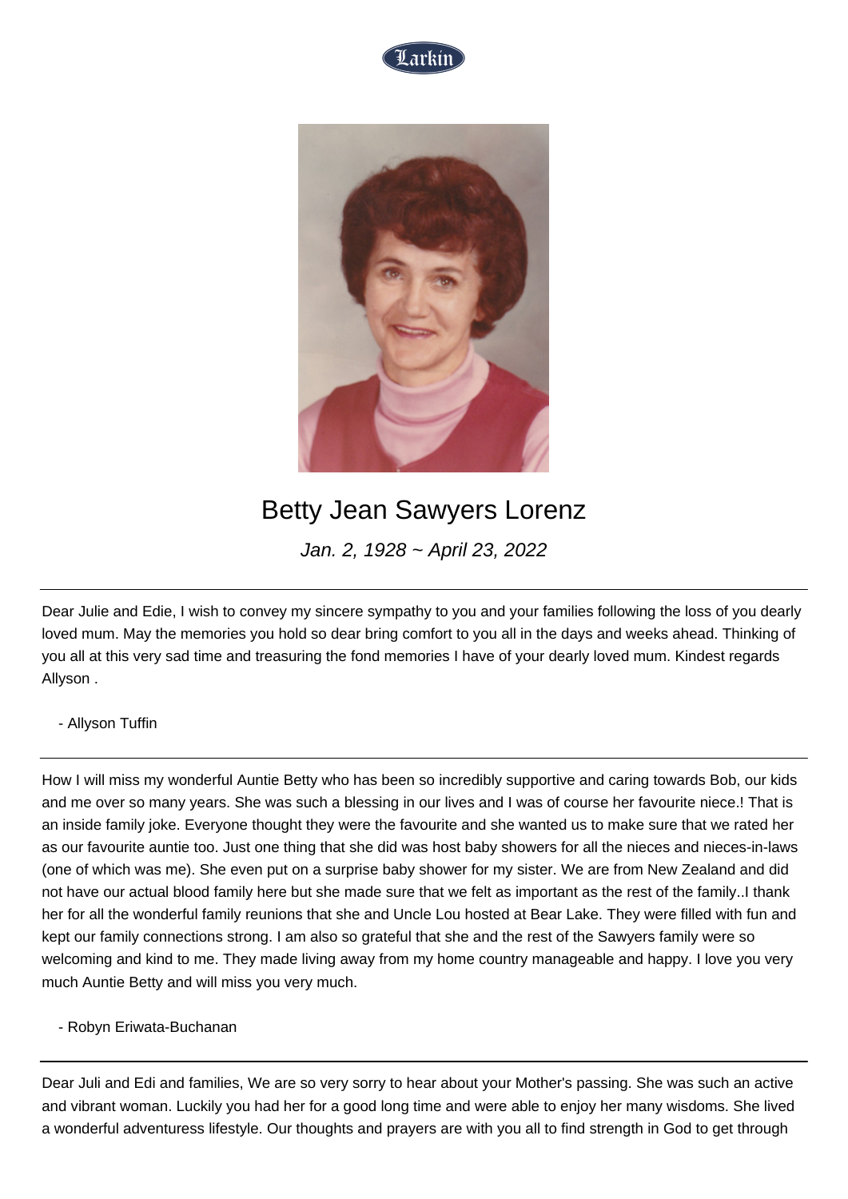# Betty Jean Sawyers Lorenz

*Jan. 2, 1928 ~ April 23, 2022*

---

Dear Julie and Edie, I wish to convey my sincere sympathy to you and your families following the loss of you dearly loved mum. May the memories you hold so dear bring comfort to you all in the days and weeks ahead. Thinking of you all at this very sad time and treasuring the fond memories I have of your dearly loved mum. Kindest regards Allyson .

- Allyson Tuffin

---

How I will miss my wonderful Auntie Betty who has been so incredibly supportive and caring towards Bob, our kids and me over so many years. She was such a blessing in our lives and I was of course her favourite niece.! That is an inside family joke. Everyone thought they were the favourite and she wanted us to make sure that we rated her as our favourite auntie too. Just one thing that she did was host baby showers for all the nieces and nieces-in-laws (one of which was me). She even put on a surprise baby shower for my sister. We are from New Zealand and did not have our actual blood family here but she made sure that we felt as important as the rest of the family..I thank her for all the wonderful family reunions that she and Uncle Lou hosted at Bear Lake. They were filled with fun and kept our family connections strong. I am also so grateful that she and the rest of the Sawyers family were so welcoming and kind to me. They made living away from my home country manageable and happy. I love you very much Auntie Betty and will miss you very much.

- Robyn Eriwata-Buchanan

---

Dear Juli and Edi and families, We are so very sorry to hear about your Mother's passing. She was such an active and vibrant woman. Luckily you had her for a good long time and were able to enjoy her many wisdoms. She lived a wonderful adventuress lifestyle. Our thoughts and prayers are with you all to find strength in God to get through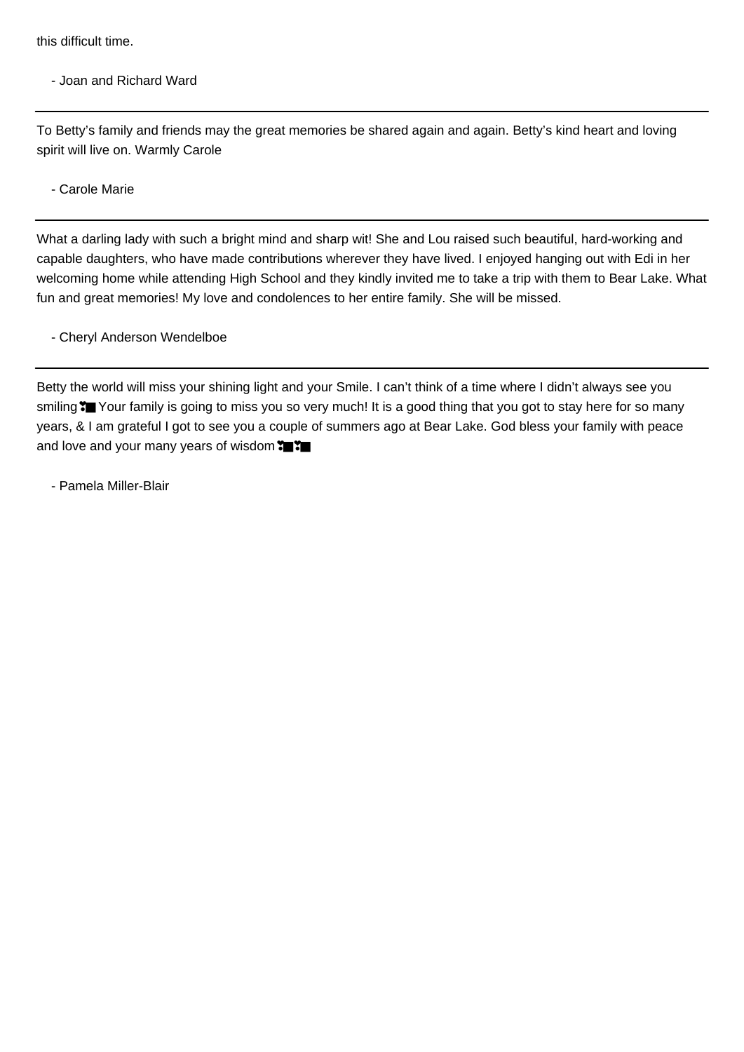this difficult time.

- Joan and Richard Ward

---

To Betty's family and friends may the great memories be shared again and again. Betty's kind heart and loving spirit will live on. Warmly Carole

- Carole Marie

---

What a darling lady with such a bright mind and sharp wit! She and Lou raised such beautiful, hard-working and capable daughters, who have made contributions wherever they have lived. I enjoyed hanging out with Edi in her welcoming home while attending High School and they kindly invited me to take a trip with them to Bear Lake. What fun and great memories! My love and condolences to her entire family. She will be missed.

- Cheryl Anderson Wendelboe

---

Betty the world will miss your shining light and your Smile. I can't think of a time where I didn't always see you smiling ❣ Your family is going to miss you so very much! It is a good thing that you got to stay here for so many years, & I am grateful I got to see you a couple of summers ago at Bear Lake. God bless your family with peace and love and your many years of wisdom ❣❣

- Pamela Miller-Blair